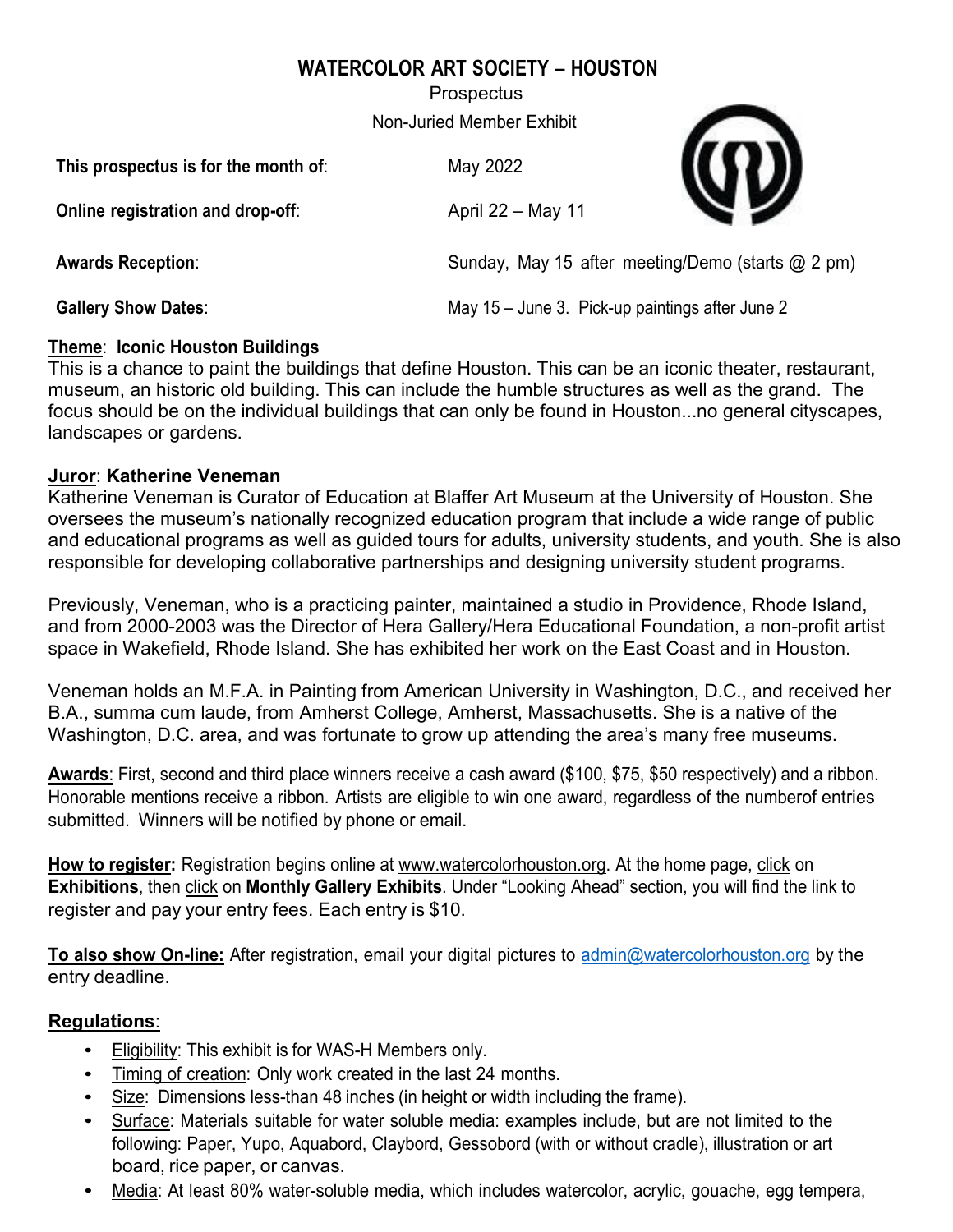# WATERCOLOR ART SOCIETY – HOUSTON

Prospectus

Non-Juried Member Exhibit

| | |
|---|---|
| **This prospectus is for the month of**: | May 2022 |
| **Online registration and drop-off**: | April 22 – May 11 |
| **Awards Reception**: | Sunday, May 15 after meeting/Demo (starts @ 2 pm) |
| **Gallery Show Dates**: | May 15 – June 3. Pick-up paintings after June 2 |

**Theme**: **Iconic Houston Buildings**

This is a chance to paint the buildings that define Houston. This can be an iconic theater, restaurant, museum, an historic old building. This can include the humble structures as well as the grand. The focus should be on the individual buildings that can only be found in Houston...no general cityscapes, landscapes or gardens.

**Juror**: **Katherine Veneman**

Katherine Veneman is Curator of Education at Blaffer Art Museum at the University of Houston. She oversees the museum's nationally recognized education program that include a wide range of public and educational programs as well as guided tours for adults, university students, and youth. She is also responsible for developing collaborative partnerships and designing university student programs.

Previously, Veneman, who is a practicing painter, maintained a studio in Providence, Rhode Island, and from 2000-2003 was the Director of Hera Gallery/Hera Educational Foundation, a non-profit artist space in Wakefield, Rhode Island. She has exhibited her work on the East Coast and in Houston.

Veneman holds an M.F.A. in Painting from American University in Washington, D.C., and received her B.A., summa cum laude, from Amherst College, Amherst, Massachusetts. She is a native of the Washington, D.C. area, and was fortunate to grow up attending the area's many free museums.

**Awards**: First, second and third place winners receive a cash award ($100, $75, $50 respectively) and a ribbon. Honorable mentions receive a ribbon. Artists are eligible to win one award, regardless of the numberof entries submitted. Winners will be notified by phone or email.

**How to register:** Registration begins online at www.watercolorhouston.org. At the home page, click on **Exhibitions**, then click on **Monthly Gallery Exhibits**. Under "Looking Ahead" section, you will find the link to register and pay your entry fees. Each entry is $10.

**To also show On-line:** After registration, email your digital pictures to admin@watercolorhouston.org by the entry deadline.

## Regulations:

- Eligibility: This exhibit is for WAS-H Members only.
- Timing of creation: Only work created in the last 24 months.
- Size: Dimensions less-than 48 inches (in height or width including the frame).
- Surface: Materials suitable for water soluble media: examples include, but are not limited to the following: Paper, Yupo, Aquabord, Claybord, Gessobord (with or without cradle), illustration or art board, rice paper, or canvas.
- Media: At least 80% water-soluble media, which includes watercolor, acrylic, gouache, egg tempera,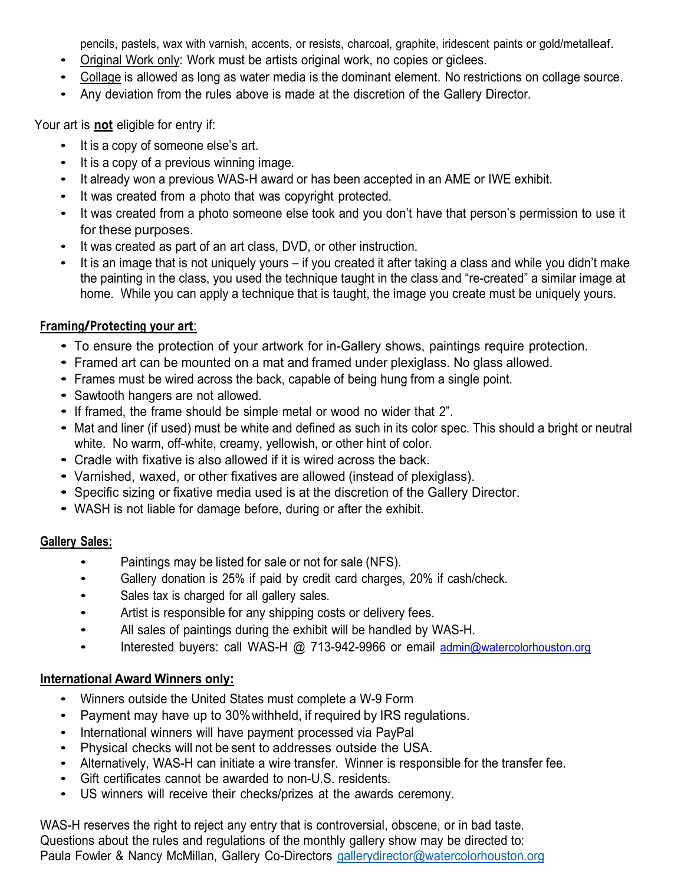pencils, pastels, wax with varnish, accents, or resists, charcoal, graphite, iridescent paints or gold/metalleaf.

- Original Work only: Work must be artists original work, no copies or giclees.
- Collage is allowed as long as water media is the dominant element. No restrictions on collage source.
- Any deviation from the rules above is made at the discretion of the Gallery Director.

Your art is **not** eligible for entry if:

- It is a copy of someone else's art.
- It is a copy of a previous winning image.
- It already won a previous WAS-H award or has been accepted in an AME or IWE exhibit.
- It was created from a photo that was copyright protected.
- It was created from a photo someone else took and you don't have that person's permission to use it for these purposes.
- It was created as part of an art class, DVD, or other instruction.
- It is an image that is not uniquely yours – if you created it after taking a class and while you didn't make the painting in the class, you used the technique taught in the class and "re-created" a similar image at home. While you can apply a technique that is taught, the image you create must be uniquely yours.

**Framing/Protecting your art**:

- To ensure the protection of your artwork for in-Gallery shows, paintings require protection.
- Framed art can be mounted on a mat and framed under plexiglass. No glass allowed.
- Frames must be wired across the back, capable of being hung from a single point.
- Sawtooth hangers are not allowed.
- If framed, the frame should be simple metal or wood no wider that 2".
- Mat and liner (if used) must be white and defined as such in its color spec. This should a bright or neutral white. No warm, off-white, creamy, yellowish, or other hint of color.
- Cradle with fixative is also allowed if it is wired across the back.
- Varnished, waxed, or other fixatives are allowed (instead of plexiglass).
- Specific sizing or fixative media used is at the discretion of the Gallery Director.
- WASH is not liable for damage before, during or after the exhibit.

**Gallery Sales:**

- Paintings may be listed for sale or not for sale (NFS).
- Gallery donation is 25% if paid by credit card charges, 20% if cash/check.
- Sales tax is charged for all gallery sales.
- Artist is responsible for any shipping costs or delivery fees.
- All sales of paintings during the exhibit will be handled by WAS-H.
- Interested buyers: call WAS-H @ 713-942-9966 or email admin@watercolorhouston.org

**International Award Winners only:**

- Winners outside the United States must complete a W-9 Form
- Payment may have up to 30% withheld, if required by IRS regulations.
- International winners will have payment processed via PayPal
- Physical checks will not be sent to addresses outside the USA.
- Alternatively, WAS-H can initiate a wire transfer. Winner is responsible for the transfer fee.
- Gift certificates cannot be awarded to non-U.S. residents.
- US winners will receive their checks/prizes at the awards ceremony.

WAS-H reserves the right to reject any entry that is controversial, obscene, or in bad taste.
Questions about the rules and regulations of the monthly gallery show may be directed to:
Paula Fowler & Nancy McMillan, Gallery Co-Directors gallerydirector@watercolorhouston.org